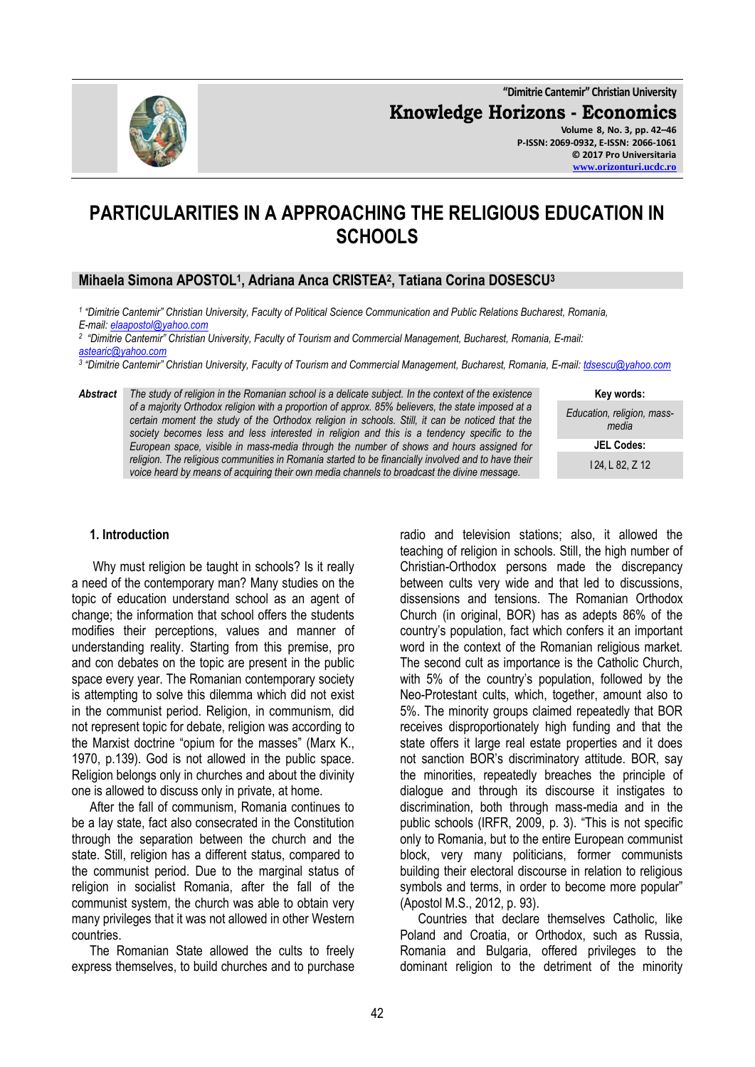# PARTICULARITIES IN A APPROACHING THE RELIGIOUS EDUCATION IN SCHOOLS

**Mihaela Simona APOSTOL[1], Adriana Anca CRISTEA[2], Tatiana Corina DOSESCU[3]**

*[1] "Dimitrie Cantemir" Christian University, Faculty of Political Science Communication and Public Relations Bucharest, Romania, E-mail: elaapostol@yahoo.com*

*[2] "Dimitrie Cantemir" Christian University, Faculty of Tourism and Commercial Management, Bucharest, Romania, E-mail: astearic@yahoo.com*

*[3] "Dimitrie Cantemir" Christian University, Faculty of Tourism and Commercial Management, Bucharest, Romania, E-mail: tdsescu@yahoo.com*

**Abstract** *The study of religion in the Romanian school is a delicate subject. In the context of the existence of a majority Orthodox religion with a proportion of approx. 85% believers, the state imposed at a certain moment the study of the Orthodox religion in schools. Still, it can be noticed that the society becomes less and less interested in religion and this is a tendency specific to the European space, visible in mass-media through the number of shows and hours assigned for religion. The religious communities in Romania started to be financially involved and to have their voice heard by means of acquiring their own media channels to broadcast the divine message.*

**Key words:** *Education, religion, mass-media*

**JEL Codes:** I 24, L 82, Z 12

## 1. Introduction

Why must religion be taught in schools? Is it really a need of the contemporary man? Many studies on the topic of education understand school as an agent of change; the information that school offers the students modifies their perceptions, values and manner of understanding reality. Starting from this premise, pro and con debates on the topic are present in the public space every year. The Romanian contemporary society is attempting to solve this dilemma which did not exist in the communist period. Religion, in communism, did not represent topic for debate, religion was according to the Marxist doctrine "opium for the masses" (Marx K., 1970, p.139). God is not allowed in the public space. Religion belongs only in churches and about the divinity one is allowed to discuss only in private, at home.

After the fall of communism, Romania continues to be a lay state, fact also consecrated in the Constitution through the separation between the church and the state. Still, religion has a different status, compared to the communist period. Due to the marginal status of religion in socialist Romania, after the fall of the communist system, the church was able to obtain very many privileges that it was not allowed in other Western countries.

The Romanian State allowed the cults to freely express themselves, to build churches and to purchase radio and television stations; also, it allowed the teaching of religion in schools. Still, the high number of Christian-Orthodox persons made the discrepancy between cults very wide and that led to discussions, dissensions and tensions. The Romanian Orthodox Church (in original, BOR) has as adepts 86% of the country's population, fact which confers it an important word in the context of the Romanian religious market. The second cult as importance is the Catholic Church, with 5% of the country's population, followed by the Neo-Protestant cults, which, together, amount also to 5%. The minority groups claimed repeatedly that BOR receives disproportionately high funding and that the state offers it large real estate properties and it does not sanction BOR's discriminatory attitude. BOR, say the minorities, repeatedly breaches the principle of dialogue and through its discourse it instigates to discrimination, both through mass-media and in the public schools (IRFR, 2009, p. 3). "This is not specific only to Romania, but to the entire European communist block, very many politicians, former communists building their electoral discourse in relation to religious symbols and terms, in order to become more popular" (Apostol M.S., 2012, p. 93).

Countries that declare themselves Catholic, like Poland and Croatia, or Orthodox, such as Russia, Romania and Bulgaria, offered privileges to the dominant religion to the detriment of the minority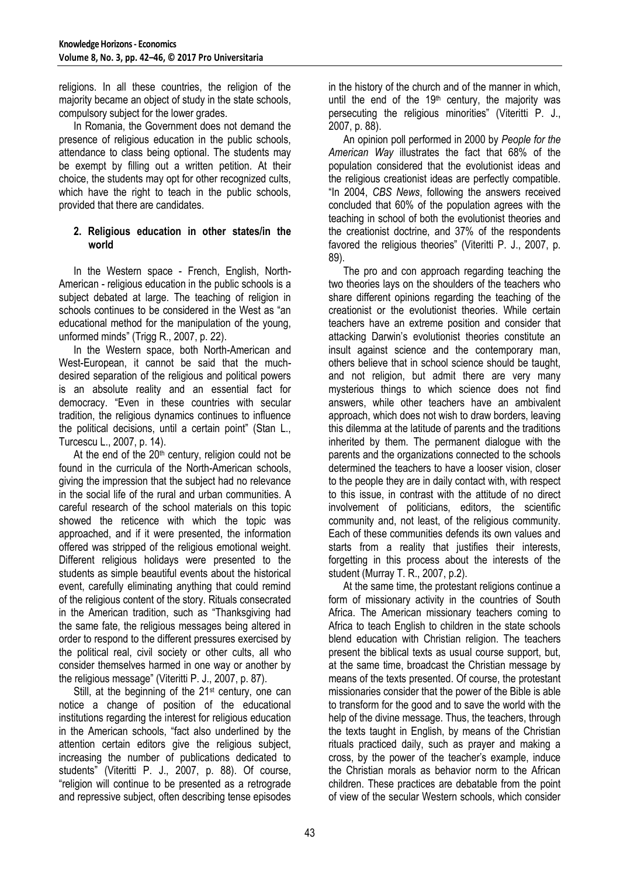religions. In all these countries, the religion of the majority became an object of study in the state schools, compulsory subject for the lower grades.

In Romania, the Government does not demand the presence of religious education in the public schools, attendance to class being optional. The students may be exempt by filling out a written petition. At their choice, the students may opt for other recognized cults, which have the right to teach in the public schools, provided that there are candidates.

## 2. Religious education in other states/in the world

In the Western space - French, English, North-American - religious education in the public schools is a subject debated at large. The teaching of religion in schools continues to be considered in the West as "an educational method for the manipulation of the young, unformed minds" (Trigg R., 2007, p. 22).

In the Western space, both North-American and West-European, it cannot be said that the much-desired separation of the religious and political powers is an absolute reality and an essential fact for democracy. "Even in these countries with secular tradition, the religious dynamics continues to influence the political decisions, until a certain point" (Stan L., Turcescu L., 2007, p. 14).

At the end of the 20th century, religion could not be found in the curricula of the North-American schools, giving the impression that the subject had no relevance in the social life of the rural and urban communities. A careful research of the school materials on this topic showed the reticence with which the topic was approached, and if it were presented, the information offered was stripped of the religious emotional weight. Different religious holidays were presented to the students as simple beautiful events about the historical event, carefully eliminating anything that could remind of the religious content of the story. Rituals consecrated in the American tradition, such as "Thanksgiving had the same fate, the religious messages being altered in order to respond to the different pressures exercised by the political real, civil society or other cults, all who consider themselves harmed in one way or another by the religious message" (Viteritti P. J., 2007, p. 87).

Still, at the beginning of the 21st century, one can notice a change of position of the educational institutions regarding the interest for religious education in the American schools, "fact also underlined by the attention certain editors give the religious subject, increasing the number of publications dedicated to students" (Viteritti P. J., 2007, p. 88). Of course, "religion will continue to be presented as a retrograde and repressive subject, often describing tense episodes in the history of the church and of the manner in which, until the end of the 19th century, the majority was persecuting the religious minorities" (Viteritti P. J., 2007, p. 88).

An opinion poll performed in 2000 by *People for the American Way* illustrates the fact that 68% of the population considered that the evolutionist ideas and the religious creationist ideas are perfectly compatible. "In 2004, *CBS News*, following the answers received concluded that 60% of the population agrees with the teaching in school of both the evolutionist theories and the creationist doctrine, and 37% of the respondents favored the religious theories" (Viteritti P. J., 2007, p. 89).

The pro and con approach regarding teaching the two theories lays on the shoulders of the teachers who share different opinions regarding the teaching of the creationist or the evolutionist theories. While certain teachers have an extreme position and consider that attacking Darwin's evolutionist theories constitute an insult against science and the contemporary man, others believe that in school science should be taught, and not religion, but admit there are very many mysterious things to which science does not find answers, while other teachers have an ambivalent approach, which does not wish to draw borders, leaving this dilemma at the latitude of parents and the traditions inherited by them. The permanent dialogue with the parents and the organizations connected to the schools determined the teachers to have a looser vision, closer to the people they are in daily contact with, with respect to this issue, in contrast with the attitude of no direct involvement of politicians, editors, the scientific community and, not least, of the religious community. Each of these communities defends its own values and starts from a reality that justifies their interests, forgetting in this process about the interests of the student (Murray T. R., 2007, p.2).

At the same time, the protestant religions continue a form of missionary activity in the countries of South Africa. The American missionary teachers coming to Africa to teach English to children in the state schools blend education with Christian religion. The teachers present the biblical texts as usual course support, but, at the same time, broadcast the Christian message by means of the texts presented. Of course, the protestant missionaries consider that the power of the Bible is able to transform for the good and to save the world with the help of the divine message. Thus, the teachers, through the texts taught in English, by means of the Christian rituals practiced daily, such as prayer and making a cross, by the power of the teacher's example, induce the Christian morals as behavior norm to the African children. These practices are debatable from the point of view of the secular Western schools, which consider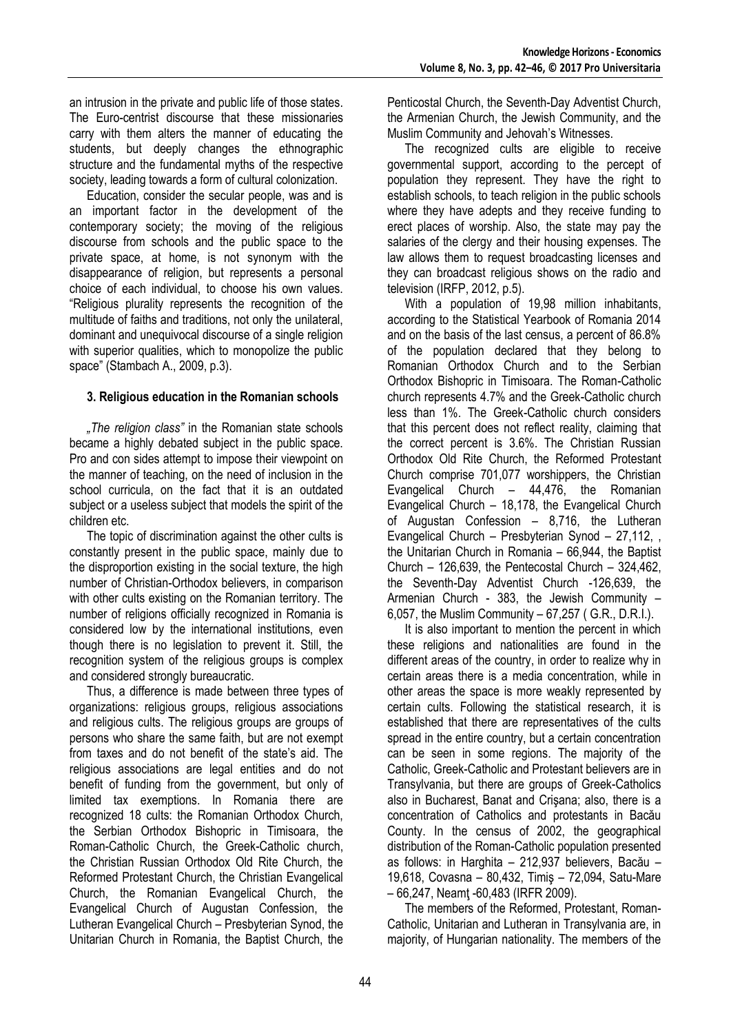an intrusion in the private and public life of those states. The Euro-centrist discourse that these missionaries carry with them alters the manner of educating the students, but deeply changes the ethnographic structure and the fundamental myths of the respective society, leading towards a form of cultural colonization.

Education, consider the secular people, was and is an important factor in the development of the contemporary society; the moving of the religious discourse from schools and the public space to the private space, at home, is not synonym with the disappearance of religion, but represents a personal choice of each individual, to choose his own values. "Religious plurality represents the recognition of the multitude of faiths and traditions, not only the unilateral, dominant and unequivocal discourse of a single religion with superior qualities, which to monopolize the public space" (Stambach A., 2009, p.3).

### 3. Religious education in the Romanian schools

*„The religion class"* in the Romanian state schools became a highly debated subject in the public space. Pro and con sides attempt to impose their viewpoint on the manner of teaching, on the need of inclusion in the school curricula, on the fact that it is an outdated subject or a useless subject that models the spirit of the children etc.

The topic of discrimination against the other cults is constantly present in the public space, mainly due to the disproportion existing in the social texture, the high number of Christian-Orthodox believers, in comparison with other cults existing on the Romanian territory. The number of religions officially recognized in Romania is considered low by the international institutions, even though there is no legislation to prevent it. Still, the recognition system of the religious groups is complex and considered strongly bureaucratic.

Thus, a difference is made between three types of organizations: religious groups, religious associations and religious cults. The religious groups are groups of persons who share the same faith, but are not exempt from taxes and do not benefit of the state's aid. The religious associations are legal entities and do not benefit of funding from the government, but only of limited tax exemptions. In Romania there are recognized 18 cults: the Romanian Orthodox Church, the Serbian Orthodox Bishopric in Timisoara, the Roman-Catholic Church, the Greek-Catholic church, the Christian Russian Orthodox Old Rite Church, the Reformed Protestant Church, the Christian Evangelical Church, the Romanian Evangelical Church, the Evangelical Church of Augustan Confession, the Lutheran Evangelical Church – Presbyterian Synod, the Unitarian Church in Romania, the Baptist Church, the Penticostal Church, the Seventh-Day Adventist Church, the Armenian Church, the Jewish Community, and the Muslim Community and Jehovah's Witnesses.

The recognized cults are eligible to receive governmental support, according to the percept of population they represent. They have the right to establish schools, to teach religion in the public schools where they have adepts and they receive funding to erect places of worship. Also, the state may pay the salaries of the clergy and their housing expenses. The law allows them to request broadcasting licenses and they can broadcast religious shows on the radio and television (IRFP, 2012, p.5).

With a population of 19,98 million inhabitants, according to the Statistical Yearbook of Romania 2014 and on the basis of the last census, a percent of 86.8% of the population declared that they belong to Romanian Orthodox Church and to the Serbian Orthodox Bishopric in Timisoara. The Roman-Catholic church represents 4.7% and the Greek-Catholic church less than 1%. The Greek-Catholic church considers that this percent does not reflect reality, claiming that the correct percent is 3.6%. The Christian Russian Orthodox Old Rite Church, the Reformed Protestant Church comprise 701,077 worshippers, the Christian Evangelical Church – 44,476, the Romanian Evangelical Church – 18,178, the Evangelical Church of Augustan Confession – 8,716, the Lutheran Evangelical Church – Presbyterian Synod – 27,112, , the Unitarian Church in Romania – 66,944, the Baptist Church – 126,639, the Pentecostal Church – 324,462, the Seventh-Day Adventist Church -126,639, the Armenian Church - 383, the Jewish Community – 6,057, the Muslim Community – 67,257 ( G.R., D.R.I.).

It is also important to mention the percent in which these religions and nationalities are found in the different areas of the country, in order to realize why in certain areas there is a media concentration, while in other areas the space is more weakly represented by certain cults. Following the statistical research, it is established that there are representatives of the cults spread in the entire country, but a certain concentration can be seen in some regions. The majority of the Catholic, Greek-Catholic and Protestant believers are in Transylvania, but there are groups of Greek-Catholics also in Bucharest, Banat and Crişana; also, there is a concentration of Catholics and protestants in Bacău County. In the census of 2002, the geographical distribution of the Roman-Catholic population presented as follows: in Harghita – 212,937 believers, Bacău – 19,618, Covasna – 80,432, Timiş – 72,094, Satu-Mare – 66,247, Neamţ -60,483 (IRFR 2009).

The members of the Reformed, Protestant, Roman-Catholic, Unitarian and Lutheran in Transylvania are, in majority, of Hungarian nationality. The members of the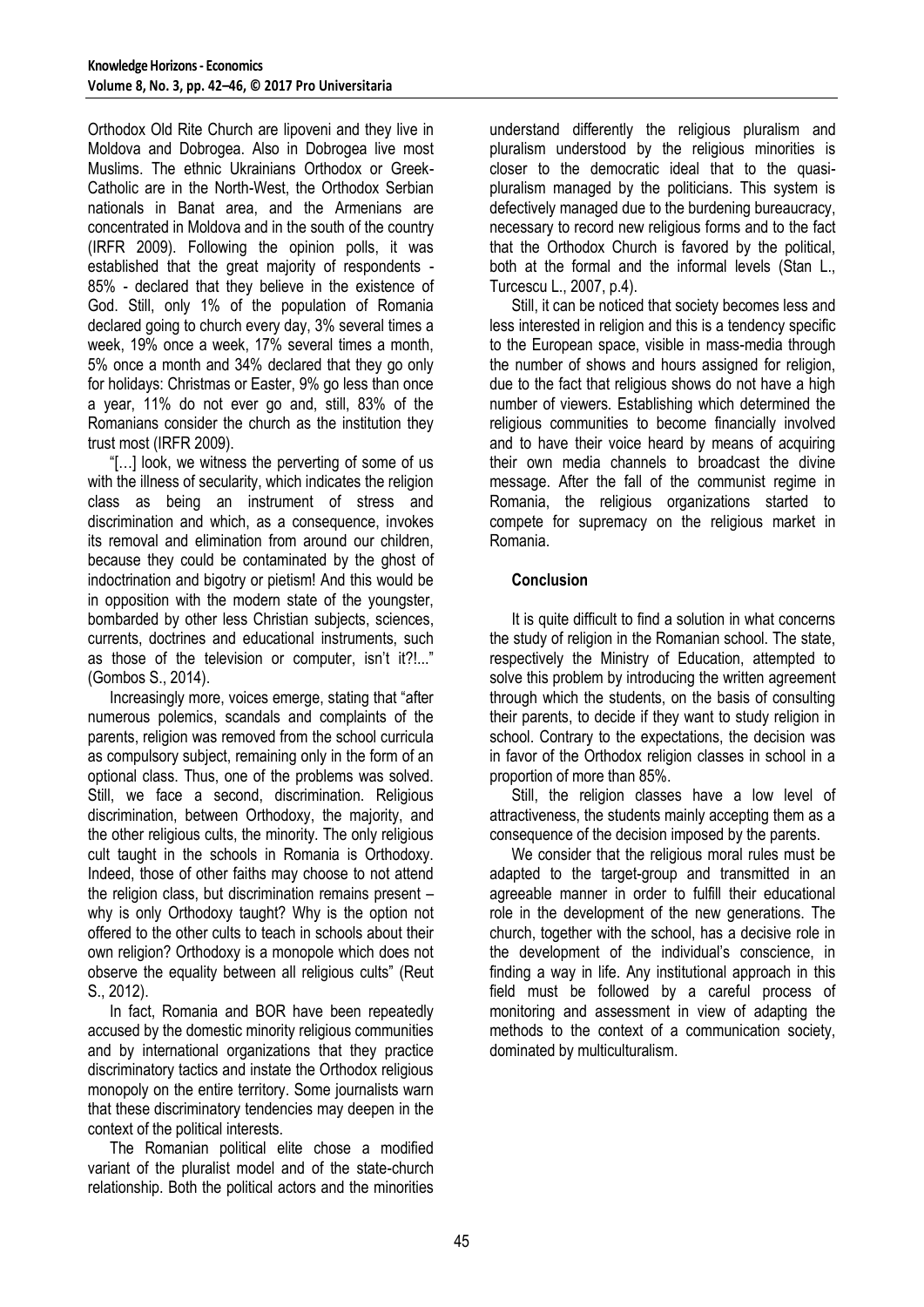Orthodox Old Rite Church are lipoveni and they live in Moldova and Dobrogea. Also in Dobrogea live most Muslims. The ethnic Ukrainians Orthodox or Greek-Catholic are in the North-West, the Orthodox Serbian nationals in Banat area, and the Armenians are concentrated in Moldova and in the south of the country (IRFR 2009). Following the opinion polls, it was established that the great majority of respondents - 85% - declared that they believe in the existence of God. Still, only 1% of the population of Romania declared going to church every day, 3% several times a week, 19% once a week, 17% several times a month, 5% once a month and 34% declared that they go only for holidays: Christmas or Easter, 9% go less than once a year, 11% do not ever go and, still, 83% of the Romanians consider the church as the institution they trust most (IRFR 2009).

"[…] look, we witness the perverting of some of us with the illness of secularity, which indicates the religion class as being an instrument of stress and discrimination and which, as a consequence, invokes its removal and elimination from around our children, because they could be contaminated by the ghost of indoctrination and bigotry or pietism! And this would be in opposition with the modern state of the youngster, bombarded by other less Christian subjects, sciences, currents, doctrines and educational instruments, such as those of the television or computer, isn't it?!..." (Gombos S., 2014).

Increasingly more, voices emerge, stating that "after numerous polemics, scandals and complaints of the parents, religion was removed from the school curricula as compulsory subject, remaining only in the form of an optional class. Thus, one of the problems was solved. Still, we face a second, discrimination. Religious discrimination, between Orthodoxy, the majority, and the other religious cults, the minority. The only religious cult taught in the schools in Romania is Orthodoxy. Indeed, those of other faiths may choose to not attend the religion class, but discrimination remains present – why is only Orthodoxy taught? Why is the option not offered to the other cults to teach in schools about their own religion? Orthodoxy is a monopole which does not observe the equality between all religious cults" (Reut S., 2012).

In fact, Romania and BOR have been repeatedly accused by the domestic minority religious communities and by international organizations that they practice discriminatory tactics and instate the Orthodox religious monopoly on the entire territory. Some journalists warn that these discriminatory tendencies may deepen in the context of the political interests.

The Romanian political elite chose a modified variant of the pluralist model and of the state-church relationship. Both the political actors and the minorities understand differently the religious pluralism and pluralism understood by the religious minorities is closer to the democratic ideal that to the quasi-pluralism managed by the politicians. This system is defectively managed due to the burdening bureaucracy, necessary to record new religious forms and to the fact that the Orthodox Church is favored by the political, both at the formal and the informal levels (Stan L., Turcescu L., 2007, p.4).

Still, it can be noticed that society becomes less and less interested in religion and this is a tendency specific to the European space, visible in mass-media through the number of shows and hours assigned for religion, due to the fact that religious shows do not have a high number of viewers. Establishing which determined the religious communities to become financially involved and to have their voice heard by means of acquiring their own media channels to broadcast the divine message. After the fall of the communist regime in Romania, the religious organizations started to compete for supremacy on the religious market in Romania.

## Conclusion

It is quite difficult to find a solution in what concerns the study of religion in the Romanian school. The state, respectively the Ministry of Education, attempted to solve this problem by introducing the written agreement through which the students, on the basis of consulting their parents, to decide if they want to study religion in school. Contrary to the expectations, the decision was in favor of the Orthodox religion classes in school in a proportion of more than 85%.

Still, the religion classes have a low level of attractiveness, the students mainly accepting them as a consequence of the decision imposed by the parents.

We consider that the religious moral rules must be adapted to the target-group and transmitted in an agreeable manner in order to fulfill their educational role in the development of the new generations. The church, together with the school, has a decisive role in the development of the individual's conscience, in finding a way in life. Any institutional approach in this field must be followed by a careful process of monitoring and assessment in view of adapting the methods to the context of a communication society, dominated by multiculturalism.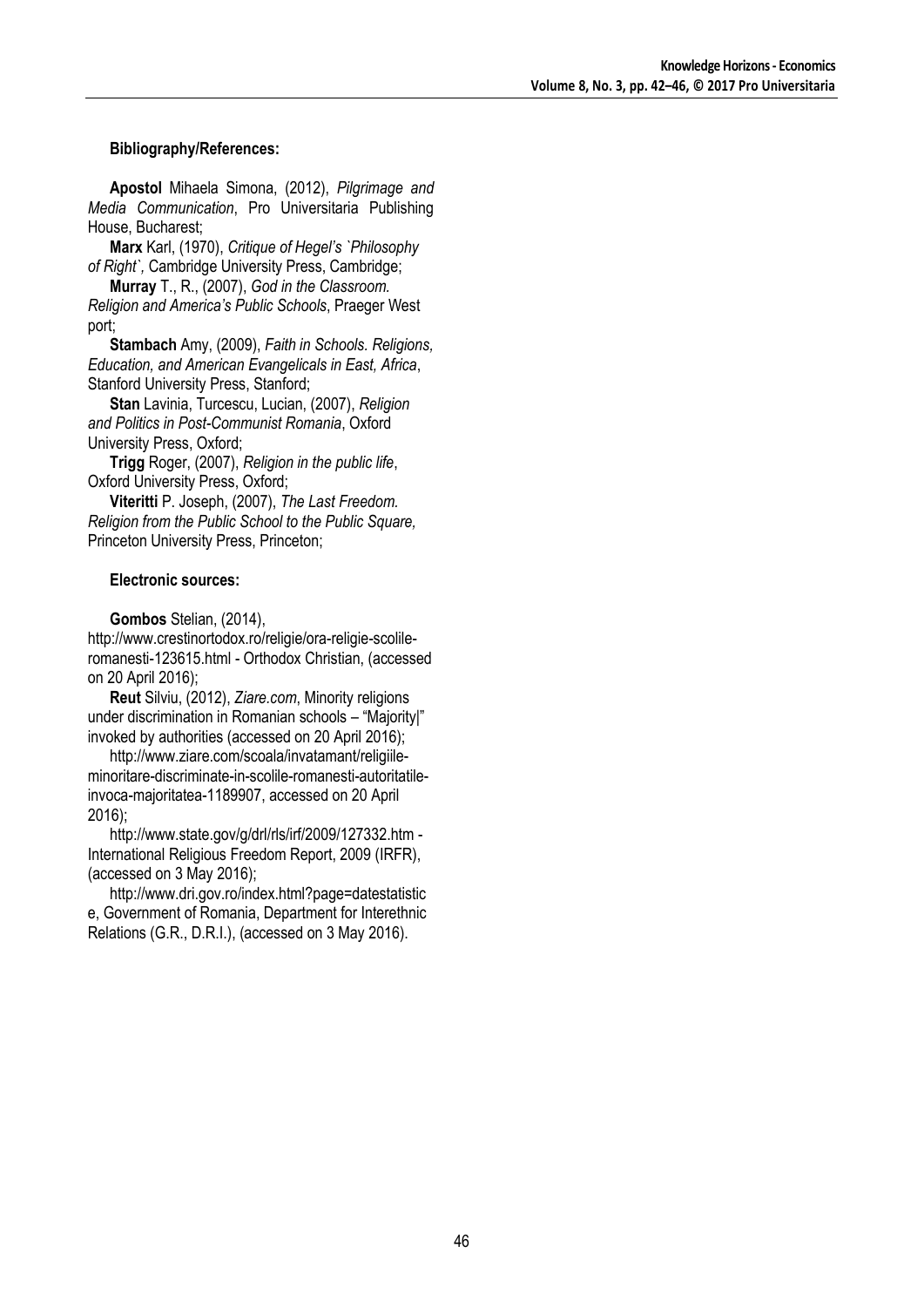**Bibliography/References:**

**Apostol** Mihaela Simona, (2012), *Pilgrimage and Media Communication*, Pro Universitaria Publishing House, Bucharest;

**Marx** Karl, (1970), *Critique of Hegel's `Philosophy of Right`,* Cambridge University Press, Cambridge;

**Murray** T., R., (2007), *God in the Classroom. Religion and America's Public Schools*, Praeger West port;

**Stambach** Amy, (2009), *Faith in Schools. Religions, Education, and American Evangelicals in East, Africa*, Stanford University Press, Stanford;

**Stan** Lavinia, Turcescu, Lucian, (2007), *Religion and Politics in Post-Communist Romania*, Oxford University Press, Oxford;

**Trigg** Roger, (2007), *Religion in the public life*, Oxford University Press, Oxford;

**Viteritti** P. Joseph, (2007), *The Last Freedom. Religion from the Public School to the Public Square,* Princeton University Press, Princeton;

**Electronic sources:**

**Gombos** Stelian, (2014), http://www.crestinortodox.ro/religie/ora-religie-scolile-romanesti-123615.html - Orthodox Christian, (accessed on 20 April 2016);

**Reut** Silviu, (2012), *Ziare.com*, Minority religions under discrimination in Romanian schools – "Majority|" invoked by authorities (accessed on 20 April 2016);

http://www.ziare.com/scoala/invatamant/religiile-minoritare-discriminate-in-scolile-romanesti-autoritatile-invoca-majoritatea-1189907, accessed on 20 April 2016);

http://www.state.gov/g/drl/rls/irf/2009/127332.htm - International Religious Freedom Report, 2009 (IRFR), (accessed on 3 May 2016);

http://www.dri.gov.ro/index.html?page=datestatistice, Government of Romania, Department for Interethnic Relations (G.R., D.R.I.), (accessed on 3 May 2016).